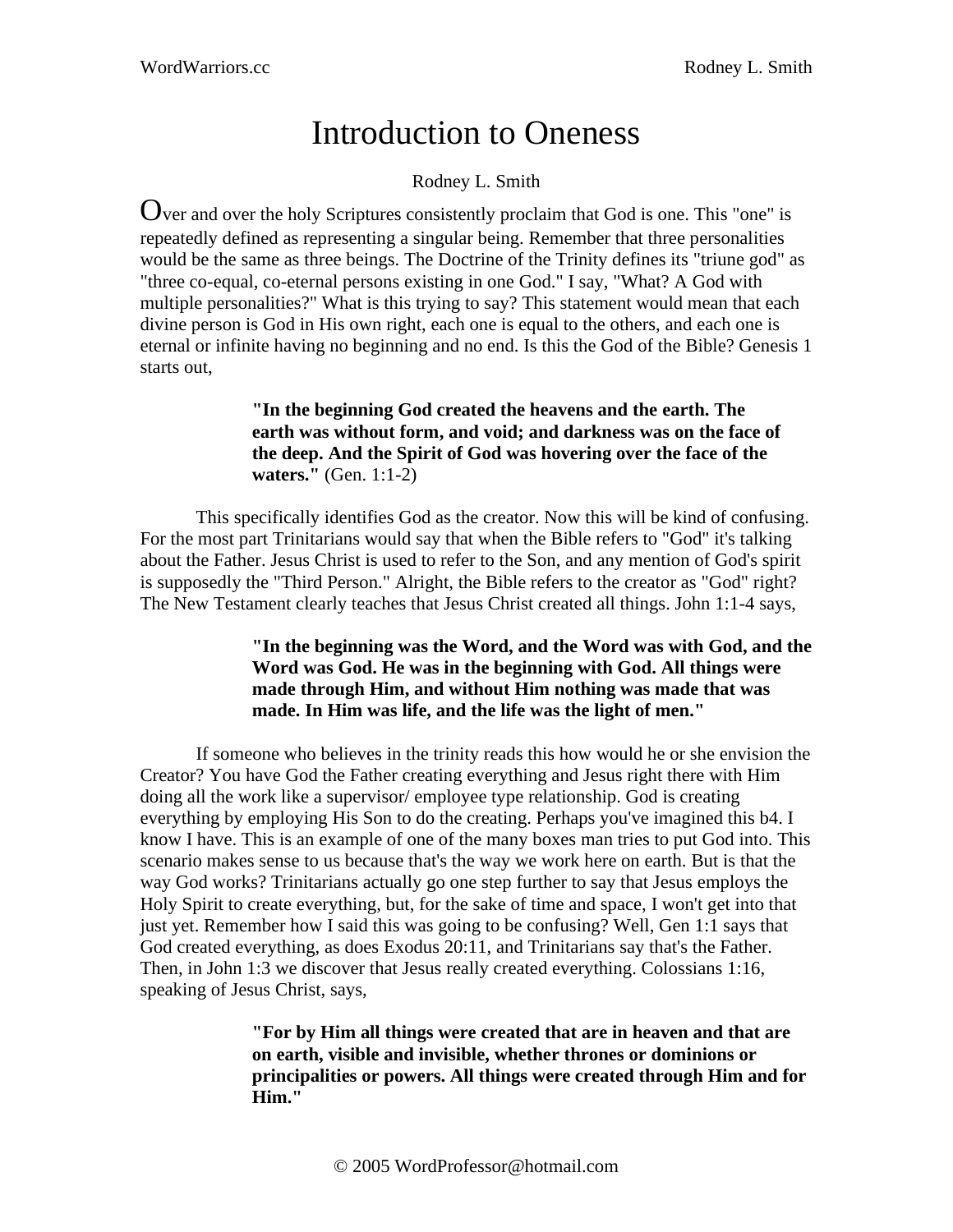# Introduction to Oneness

Rodney L. Smith

Over and over the holy Scriptures consistently proclaim that God is one. This "one" is repeatedly defined as representing a singular being. Remember that three personalities would be the same as three beings. The Doctrine of the Trinity defines its "triune god" as "three co-equal, co-eternal persons existing in one God." I say, "What? A God with multiple personalities?" What is this trying to say? This statement would mean that each divine person is God in His own right, each one is equal to the others, and each one is eternal or infinite having no beginning and no end. Is this the God of the Bible? Genesis 1 starts out,

> **"In the beginning God created the heavens and the earth. The earth was without form, and void; and darkness was on the face of the deep. And the Spirit of God was hovering over the face of the waters."** (Gen. 1:1-2)

This specifically identifies God as the creator. Now this will be kind of confusing. For the most part Trinitarians would say that when the Bible refers to "God" it's talking about the Father. Jesus Christ is used to refer to the Son, and any mention of God's spirit is supposedly the "Third Person." Alright, the Bible refers to the creator as "God" right? The New Testament clearly teaches that Jesus Christ created all things. John 1:1-4 says,

> **"In the beginning was the Word, and the Word was with God, and the Word was God. He was in the beginning with God. All things were made through Him, and without Him nothing was made that was made. In Him was life, and the life was the light of men."**

If someone who believes in the trinity reads this how would he or she envision the Creator? You have God the Father creating everything and Jesus right there with Him doing all the work like a supervisor/ employee type relationship. God is creating everything by employing His Son to do the creating. Perhaps you've imagined this b4. I know I have. This is an example of one of the many boxes man tries to put God into. This scenario makes sense to us because that's the way we work here on earth. But is that the way God works? Trinitarians actually go one step further to say that Jesus employs the Holy Spirit to create everything, but, for the sake of time and space, I won't get into that just yet. Remember how I said this was going to be confusing? Well, Gen 1:1 says that God created everything, as does Exodus 20:11, and Trinitarians say that's the Father. Then, in John 1:3 we discover that Jesus really created everything. Colossians 1:16, speaking of Jesus Christ, says,

> **"For by Him all things were created that are in heaven and that are on earth, visible and invisible, whether thrones or dominions or principalities or powers. All things were created through Him and for Him."**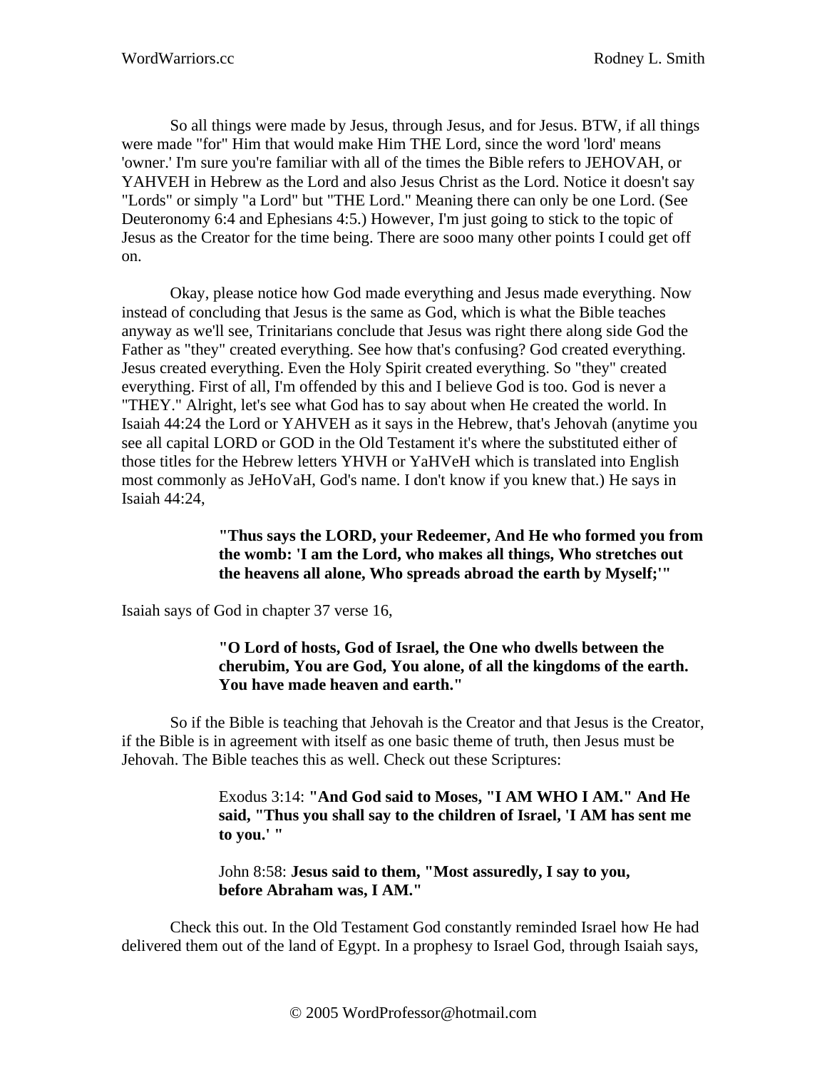So all things were made by Jesus, through Jesus, and for Jesus. BTW, if all things were made "for" Him that would make Him THE Lord, since the word 'lord' means 'owner.' I'm sure you're familiar with all of the times the Bible refers to JEHOVAH, or YAHVEH in Hebrew as the Lord and also Jesus Christ as the Lord. Notice it doesn't say "Lords" or simply "a Lord" but "THE Lord." Meaning there can only be one Lord. (See Deuteronomy 6:4 and Ephesians 4:5.) However, I'm just going to stick to the topic of Jesus as the Creator for the time being. There are sooo many other points I could get off on.

Okay, please notice how God made everything and Jesus made everything. Now instead of concluding that Jesus is the same as God, which is what the Bible teaches anyway as we'll see, Trinitarians conclude that Jesus was right there along side God the Father as "they" created everything. See how that's confusing? God created everything. Jesus created everything. Even the Holy Spirit created everything. So "they" created everything. First of all, I'm offended by this and I believe God is too. God is never a "THEY." Alright, let's see what God has to say about when He created the world. In Isaiah 44:24 the Lord or YAHVEH as it says in the Hebrew, that's Jehovah (anytime you see all capital LORD or GOD in the Old Testament it's where the substituted either of those titles for the Hebrew letters YHVH or YaHVeH which is translated into English most commonly as JeHoVaH, God's name. I don't know if you knew that.) He says in Isaiah 44:24,

> **"Thus says the LORD, your Redeemer, And He who formed you from the womb: 'I am the Lord, who makes all things, Who stretches out the heavens all alone, Who spreads abroad the earth by Myself;'"**

Isaiah says of God in chapter 37 verse 16,

> **"O Lord of hosts, God of Israel, the One who dwells between the cherubim, You are God, You alone, of all the kingdoms of the earth. You have made heaven and earth."**

So if the Bible is teaching that Jehovah is the Creator and that Jesus is the Creator, if the Bible is in agreement with itself as one basic theme of truth, then Jesus must be Jehovah. The Bible teaches this as well. Check out these Scriptures:

> Exodus 3:14: **"And God said to Moses, "I AM WHO I AM." And He said, "Thus you shall say to the children of Israel, 'I AM has sent me to you.' "**
>
> John 8:58: **Jesus said to them, "Most assuredly, I say to you, before Abraham was, I AM."**

Check this out. In the Old Testament God constantly reminded Israel how He had delivered them out of the land of Egypt. In a prophesy to Israel God, through Isaiah says,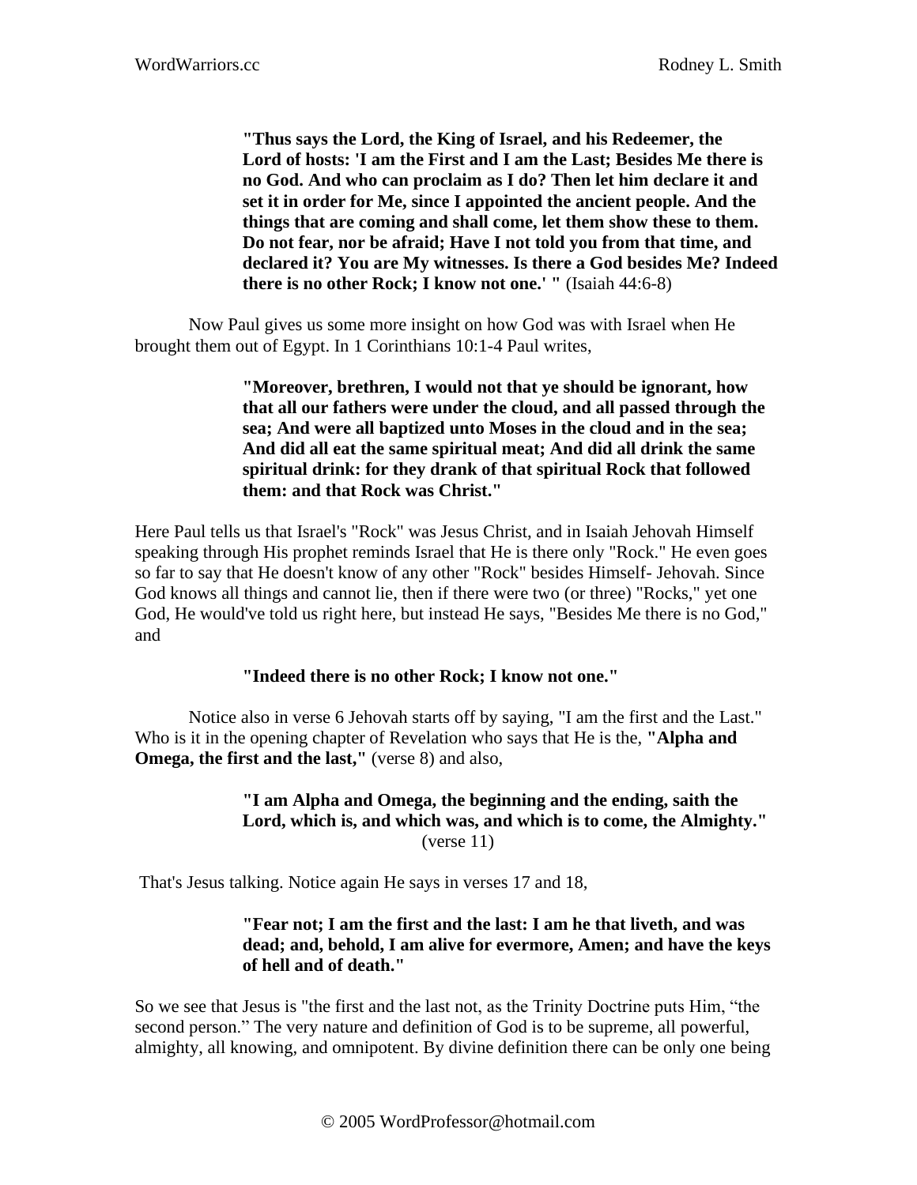> **"Thus says the Lord, the King of Israel, and his Redeemer, the Lord of hosts: 'I am the First and I am the Last; Besides Me there is no God. And who can proclaim as I do? Then let him declare it and set it in order for Me, since I appointed the ancient people. And the things that are coming and shall come, let them show these to them. Do not fear, nor be afraid; Have I not told you from that time, and declared it? You are My witnesses. Is there a God besides Me? Indeed there is no other Rock; I know not one.' "** (Isaiah 44:6-8)

Now Paul gives us some more insight on how God was with Israel when He brought them out of Egypt. In 1 Corinthians 10:1-4 Paul writes,

> **"Moreover, brethren, I would not that ye should be ignorant, how that all our fathers were under the cloud, and all passed through the sea; And were all baptized unto Moses in the cloud and in the sea; And did all eat the same spiritual meat; And did all drink the same spiritual drink: for they drank of that spiritual Rock that followed them: and that Rock was Christ."**

Here Paul tells us that Israel's "Rock" was Jesus Christ, and in Isaiah Jehovah Himself speaking through His prophet reminds Israel that He is there only "Rock." He even goes so far to say that He doesn't know of any other "Rock" besides Himself- Jehovah. Since God knows all things and cannot lie, then if there were two (or three) "Rocks," yet one God, He would've told us right here, but instead He says, "Besides Me there is no God," and

> **"Indeed there is no other Rock; I know not one."**

Notice also in verse 6 Jehovah starts off by saying, "I am the first and the Last." Who is it in the opening chapter of Revelation who says that He is the, **"Alpha and Omega, the first and the last,"** (verse 8) and also,

> **"I am Alpha and Omega, the beginning and the ending, saith the Lord, which is, and which was, and which is to come, the Almighty."** (verse 11)

That's Jesus talking. Notice again He says in verses 17 and 18,

> **"Fear not; I am the first and the last: I am he that liveth, and was dead; and, behold, I am alive for evermore, Amen; and have the keys of hell and of death."**

So we see that Jesus is "the first and the last not, as the Trinity Doctrine puts Him, "the second person." The very nature and definition of God is to be supreme, all powerful, almighty, all knowing, and omnipotent. By divine definition there can be only one being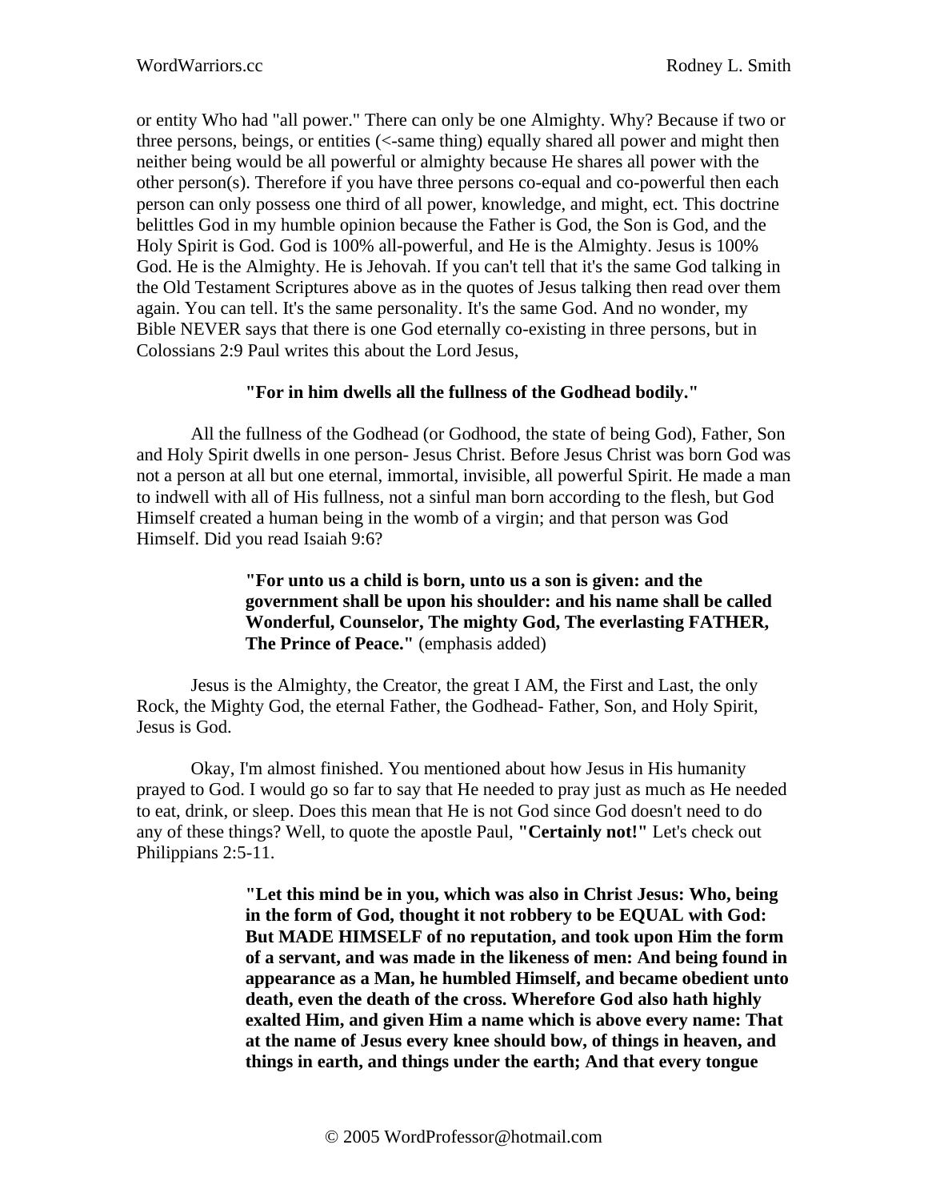or entity Who had "all power." There can only be one Almighty. Why? Because if two or three persons, beings, or entities (<-same thing) equally shared all power and might then neither being would be all powerful or almighty because He shares all power with the other person(s). Therefore if you have three persons co-equal and co-powerful then each person can only possess one third of all power, knowledge, and might, ect. This doctrine belittles God in my humble opinion because the Father is God, the Son is God, and the Holy Spirit is God. God is 100% all-powerful, and He is the Almighty. Jesus is 100% God. He is the Almighty. He is Jehovah. If you can't tell that it's the same God talking in the Old Testament Scriptures above as in the quotes of Jesus talking then read over them again. You can tell. It's the same personality. It's the same God. And no wonder, my Bible NEVER says that there is one God eternally co-existing in three persons, but in Colossians 2:9 Paul writes this about the Lord Jesus,

**"For in him dwells all the fullness of the Godhead bodily."**

All the fullness of the Godhead (or Godhood, the state of being God), Father, Son and Holy Spirit dwells in one person- Jesus Christ. Before Jesus Christ was born God was not a person at all but one eternal, immortal, invisible, all powerful Spirit. He made a man to indwell with all of His fullness, not a sinful man born according to the flesh, but God Himself created a human being in the womb of a virgin; and that person was God Himself. Did you read Isaiah 9:6?

> **"For unto us a child is born, unto us a son is given: and the government shall be upon his shoulder: and his name shall be called Wonderful, Counselor, The mighty God, The everlasting FATHER, The Prince of Peace."** (emphasis added)

Jesus is the Almighty, the Creator, the great I AM, the First and Last, the only Rock, the Mighty God, the eternal Father, the Godhead- Father, Son, and Holy Spirit, Jesus is God.

Okay, I'm almost finished. You mentioned about how Jesus in His humanity prayed to God. I would go so far to say that He needed to pray just as much as He needed to eat, drink, or sleep. Does this mean that He is not God since God doesn't need to do any of these things? Well, to quote the apostle Paul, **"Certainly not!"** Let's check out Philippians 2:5-11.

> **"Let this mind be in you, which was also in Christ Jesus: Who, being in the form of God, thought it not robbery to be EQUAL with God: But MADE HIMSELF of no reputation, and took upon Him the form of a servant, and was made in the likeness of men: And being found in appearance as a Man, he humbled Himself, and became obedient unto death, even the death of the cross. Wherefore God also hath highly exalted Him, and given Him a name which is above every name: That at the name of Jesus every knee should bow, of things in heaven, and things in earth, and things under the earth; And that every tongue**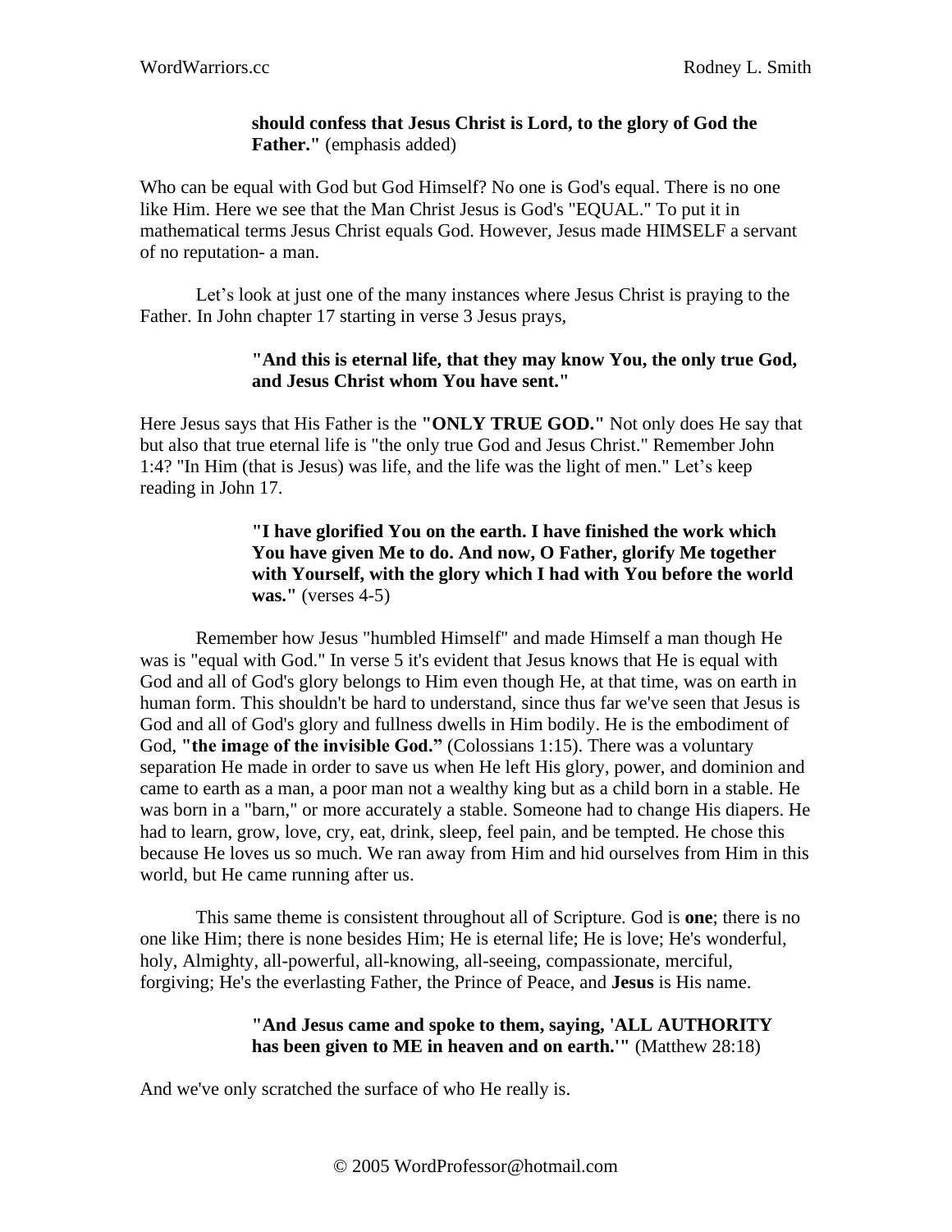> **should confess that Jesus Christ is Lord, to the glory of God the Father."** (emphasis added)

Who can be equal with God but God Himself? No one is God's equal. There is no one like Him. Here we see that the Man Christ Jesus is God's "EQUAL." To put it in mathematical terms Jesus Christ equals God. However, Jesus made HIMSELF a servant of no reputation- a man.

Let's look at just one of the many instances where Jesus Christ is praying to the Father. In John chapter 17 starting in verse 3 Jesus prays,

> **"And this is eternal life, that they may know You, the only true God, and Jesus Christ whom You have sent."**

Here Jesus says that His Father is the **"ONLY TRUE GOD."** Not only does He say that but also that true eternal life is "the only true God and Jesus Christ." Remember John 1:4? "In Him (that is Jesus) was life, and the life was the light of men." Let's keep reading in John 17.

> **"I have glorified You on the earth. I have finished the work which You have given Me to do. And now, O Father, glorify Me together with Yourself, with the glory which I had with You before the world was."** (verses 4-5)

Remember how Jesus "humbled Himself" and made Himself a man though He was is "equal with God." In verse 5 it's evident that Jesus knows that He is equal with God and all of God's glory belongs to Him even though He, at that time, was on earth in human form. This shouldn't be hard to understand, since thus far we've seen that Jesus is God and all of God's glory and fullness dwells in Him bodily. He is the embodiment of God, **"the image of the invisible God."** (Colossians 1:15). There was a voluntary separation He made in order to save us when He left His glory, power, and dominion and came to earth as a man, a poor man not a wealthy king but as a child born in a stable. He was born in a "barn," or more accurately a stable. Someone had to change His diapers. He had to learn, grow, love, cry, eat, drink, sleep, feel pain, and be tempted. He chose this because He loves us so much. We ran away from Him and hid ourselves from Him in this world, but He came running after us.

This same theme is consistent throughout all of Scripture. God is **one**; there is no one like Him; there is none besides Him; He is eternal life; He is love; He's wonderful, holy, Almighty, all-powerful, all-knowing, all-seeing, compassionate, merciful, forgiving; He's the everlasting Father, the Prince of Peace, and **Jesus** is His name.

> **"And Jesus came and spoke to them, saying, 'ALL AUTHORITY has been given to ME in heaven and on earth.'"** (Matthew 28:18)

And we've only scratched the surface of who He really is.

© 2005 WordProfessor@hotmail.com